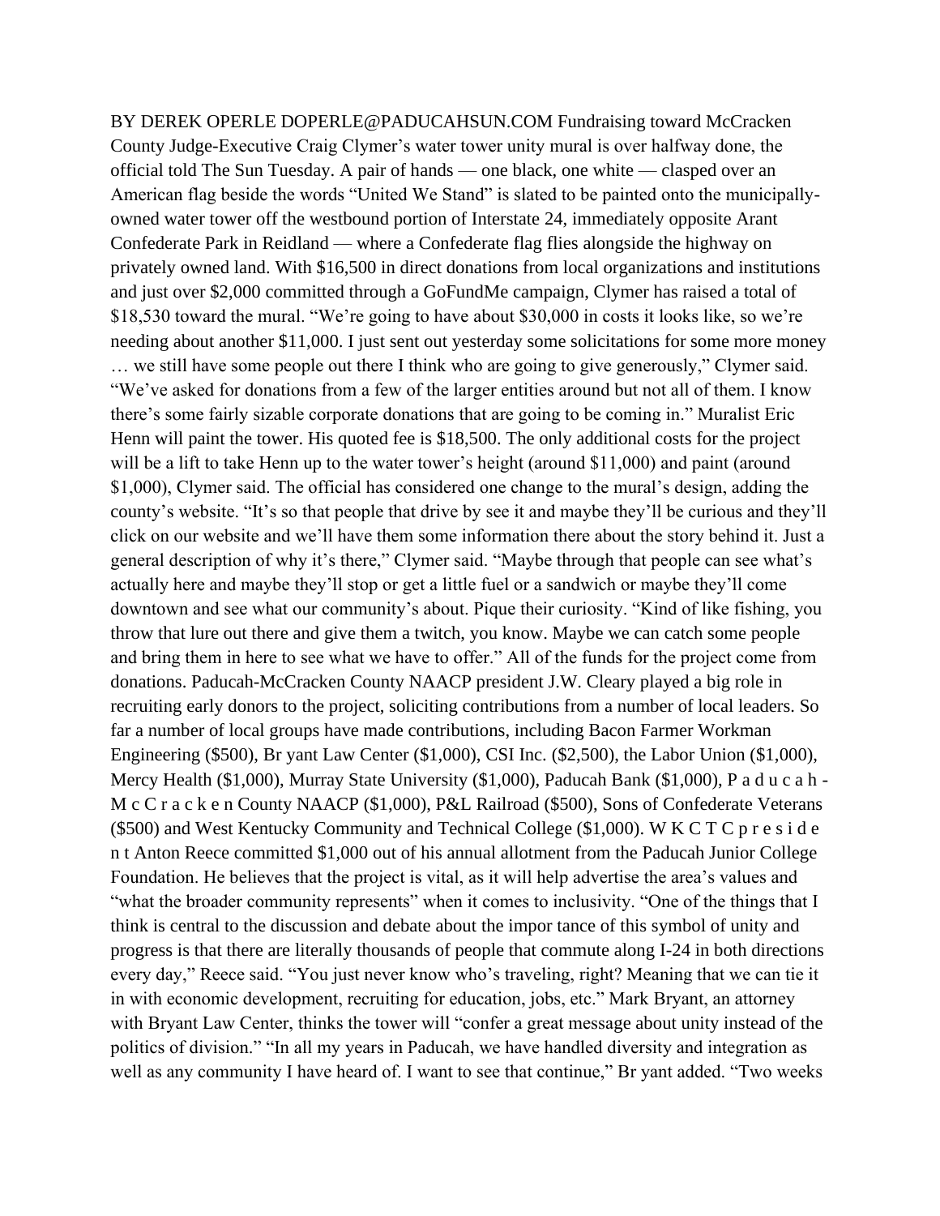BY DEREK OPERLE DOPERLE@PADUCAHSUN.COM Fundraising toward McCracken County Judge-Executive Craig Clymer's water tower unity mural is over halfway done, the official told The Sun Tuesday. A pair of hands — one black, one white — clasped over an American flag beside the words "United We Stand" is slated to be painted onto the municipally-owned water tower off the westbound portion of Interstate 24, immediately opposite Arant Confederate Park in Reidland — where a Confederate flag flies alongside the highway on privately owned land. With $16,500 in direct donations from local organizations and institutions and just over $2,000 committed through a GoFundMe campaign, Clymer has raised a total of $18,530 toward the mural. "We're going to have about $30,000 in costs it looks like, so we're needing about another $11,000. I just sent out yesterday some solicitations for some more money … we still have some people out there I think who are going to give generously," Clymer said. "We've asked for donations from a few of the larger entities around but not all of them. I know there's some fairly sizable corporate donations that are going to be coming in." Muralist Eric Henn will paint the tower. His quoted fee is $18,500. The only additional costs for the project will be a lift to take Henn up to the water tower's height (around $11,000) and paint (around $1,000), Clymer said. The official has considered one change to the mural's design, adding the county's website. "It's so that people that drive by see it and maybe they'll be curious and they'll click on our website and we'll have them some information there about the story behind it. Just a general description of why it's there," Clymer said. "Maybe through that people can see what's actually here and maybe they'll stop or get a little fuel or a sandwich or maybe they'll come downtown and see what our community's about. Pique their curiosity. "Kind of like fishing, you throw that lure out there and give them a twitch, you know. Maybe we can catch some people and bring them in here to see what we have to offer." All of the funds for the project come from donations. Paducah-McCracken County NAACP president J.W. Cleary played a big role in recruiting early donors to the project, soliciting contributions from a number of local leaders. So far a number of local groups have made contributions, including Bacon Farmer Workman Engineering ($500), Br yant Law Center ($1,000), CSI Inc. ($2,500), the Labor Union ($1,000), Mercy Health ($1,000), Murray State University ($1,000), Paducah Bank ($1,000), P a d u c a h - M c C r a c k e n County NAACP ($1,000), P&L Railroad ($500), Sons of Confederate Veterans ($500) and West Kentucky Community and Technical College ($1,000). W K C T C p r e s i d e n t Anton Reece committed $1,000 out of his annual allotment from the Paducah Junior College Foundation. He believes that the project is vital, as it will help advertise the area's values and "what the broader community represents" when it comes to inclusivity. "One of the things that I think is central to the discussion and debate about the impor tance of this symbol of unity and progress is that there are literally thousands of people that commute along I-24 in both directions every day," Reece said. "You just never know who's traveling, right? Meaning that we can tie it in with economic development, recruiting for education, jobs, etc." Mark Bryant, an attorney with Bryant Law Center, thinks the tower will "confer a great message about unity instead of the politics of division." "In all my years in Paducah, we have handled diversity and integration as well as any community I have heard of. I want to see that continue," Br yant added. "Two weeks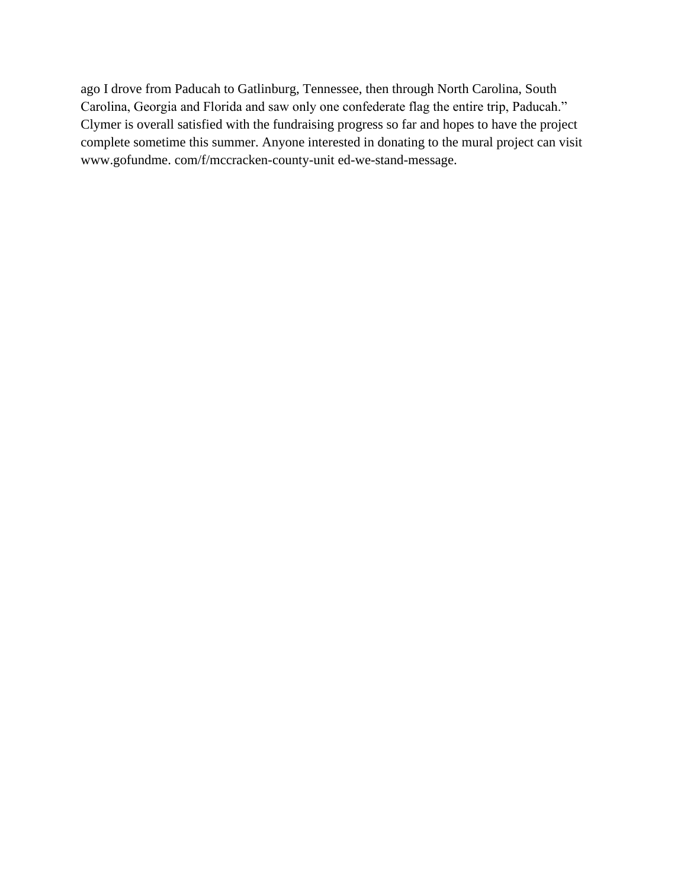ago I drove from Paducah to Gatlinburg, Tennessee, then through North Carolina, South Carolina, Georgia and Florida and saw only one confederate flag the entire trip, Paducah." Clymer is overall satisfied with the fundraising progress so far and hopes to have the project complete sometime this summer. Anyone interested in donating to the mural project can visit www.gofundme. com/f/mccracken-county-unit ed-we-stand-message.